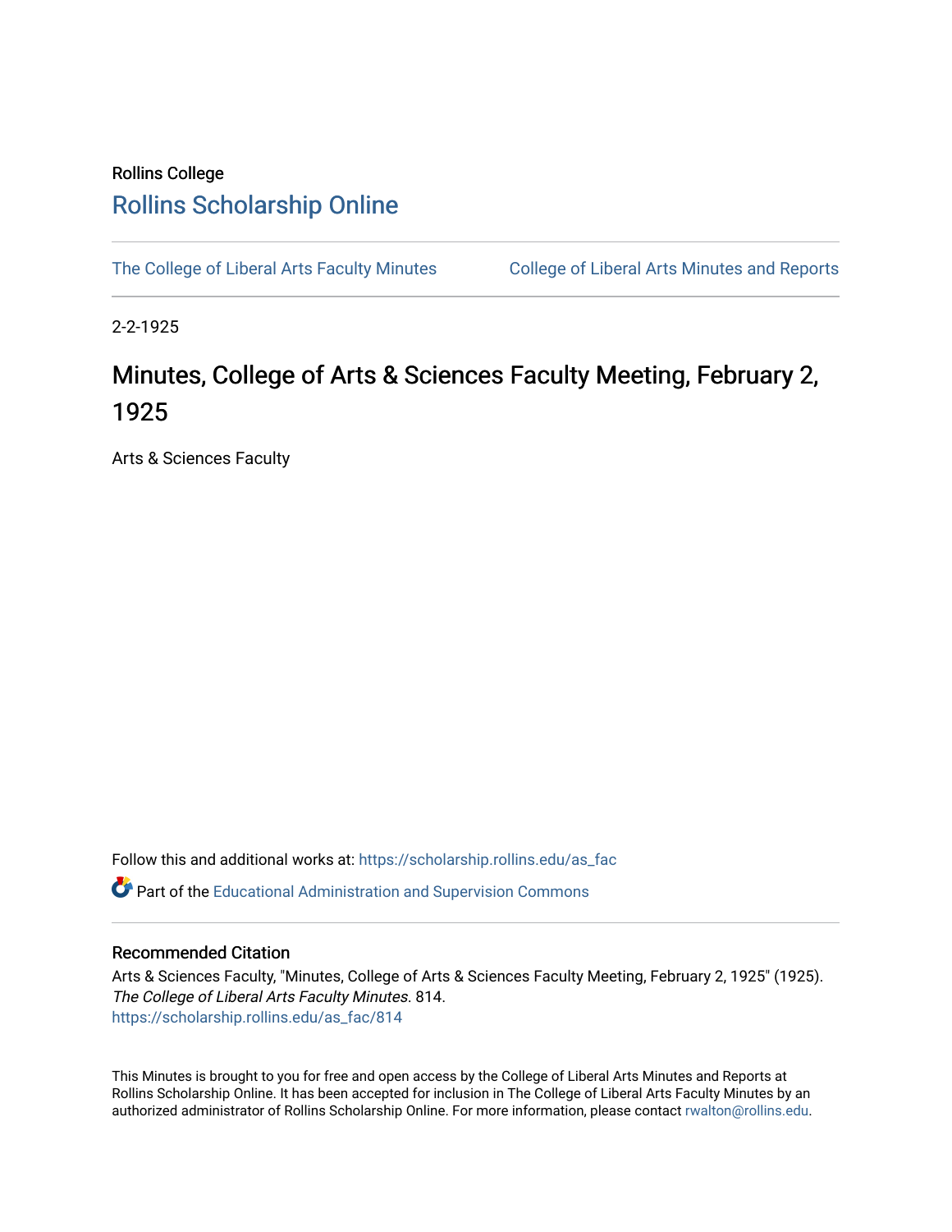Rollins College

# Rollins Scholarship Online

The College of Liberal Arts Faculty Minutes    College of Liberal Arts Minutes and Reports

2-2-1925

## Minutes, College of Arts & Sciences Faculty Meeting, February 2, 1925

Arts & Sciences Faculty

Follow this and additional works at: https://scholarship.rollins.edu/as_fac

Part of the Educational Administration and Supervision Commons

### Recommended Citation

Arts & Sciences Faculty, "Minutes, College of Arts & Sciences Faculty Meeting, February 2, 1925" (1925). *The College of Liberal Arts Faculty Minutes*. 814.
https://scholarship.rollins.edu/as_fac/814

This Minutes is brought to you for free and open access by the College of Liberal Arts Minutes and Reports at Rollins Scholarship Online. It has been accepted for inclusion in The College of Liberal Arts Faculty Minutes by an authorized administrator of Rollins Scholarship Online. For more information, please contact rwalton@rollins.edu.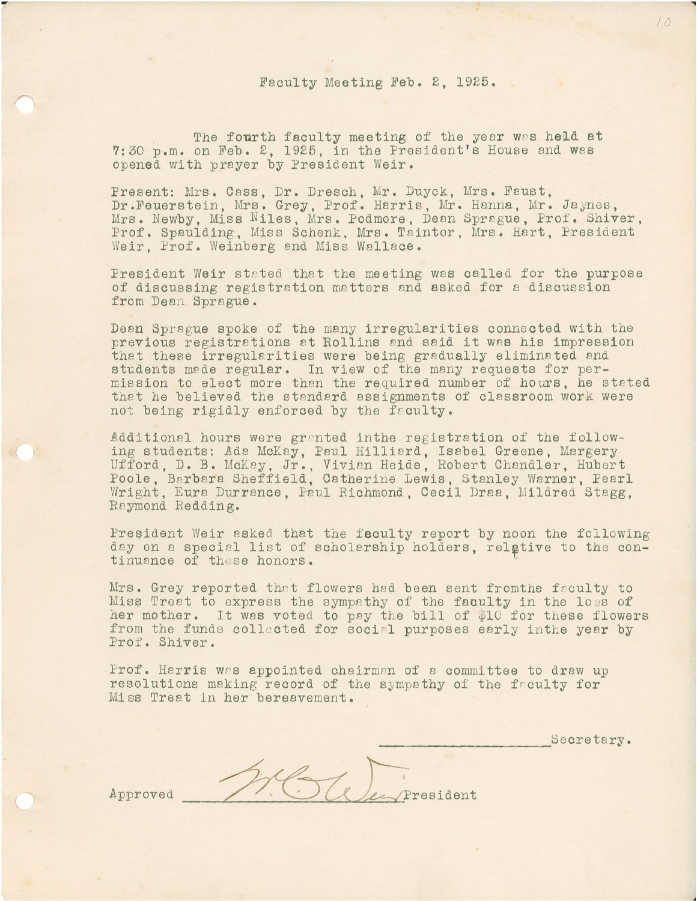Faculty Meeting Feb. 2, 1925.

The fourth faculty meeting of the year was held at 7:30 p.m. on Feb. 2, 1925, in the President's House and was opened with prayer by President Weir.

Present: Mrs. Cass, Dr. Dresch, Mr. Duyck, Mrs. Faust, Dr.Feuerstein, Mrs. Grey, Prof. Harris, Mr. Hanna, Mr. Jaynes, Mrs. Newby, Miss Niles, Mrs. Podmore, Dean Sprague, Prof. Shiver, Prof. Spaulding, Miss Schenk, Mrs. Taintor, Mrs. Hart, President Weir, Prof. Weinberg and Miss Wallace.

President Weir stated that the meeting was called for the purpose of discussing registration matters and asked for a discussion from Dean Sprague.

Dean Sprague spoke of the many irregularities connected with the previous registrations at Rollins and said it was his impression that these irregularities were being gradually eliminated and students made regular. In view of the many requests for permission to elect more than the required number of hours, he stated that he believed the standard assignments of classroom work were not being rigidly enforced by the faculty.

Additional hours were granted inthe registration of the following students: Ada McKay, Paul Hilliard, Isabel Greene, Margery Ufford, D. B. McKay, Jr., Vivian Heide, Robert Chandler, Hubert Poole, Barbara Sheffield, Catherine Lewis, Stanley Warner, Pearl Wright, Eura Durrance, Paul Richmond, Cecil Draa, Mildred Stegg, Raymond Redding.

President Weir asked that the faculty report by noon the following day on a special list of scholarship holders, relative to the continuance of these honors.

Mrs. Grey reported that flowers had been sent fromthe faculty to Miss Treat to express the sympathy of the faculty in the loss of her mother. It was voted to pay the bill of $10 for these flowers from the funds collected for social purposes early inthe year by Prof. Shiver.

Prof. Harris was appointed chairman of a committee to draw up resolutions making record of the sympathy of the faculty for Miss Treat in her bereavement.

_____________________Secretary.

Approved _____________________President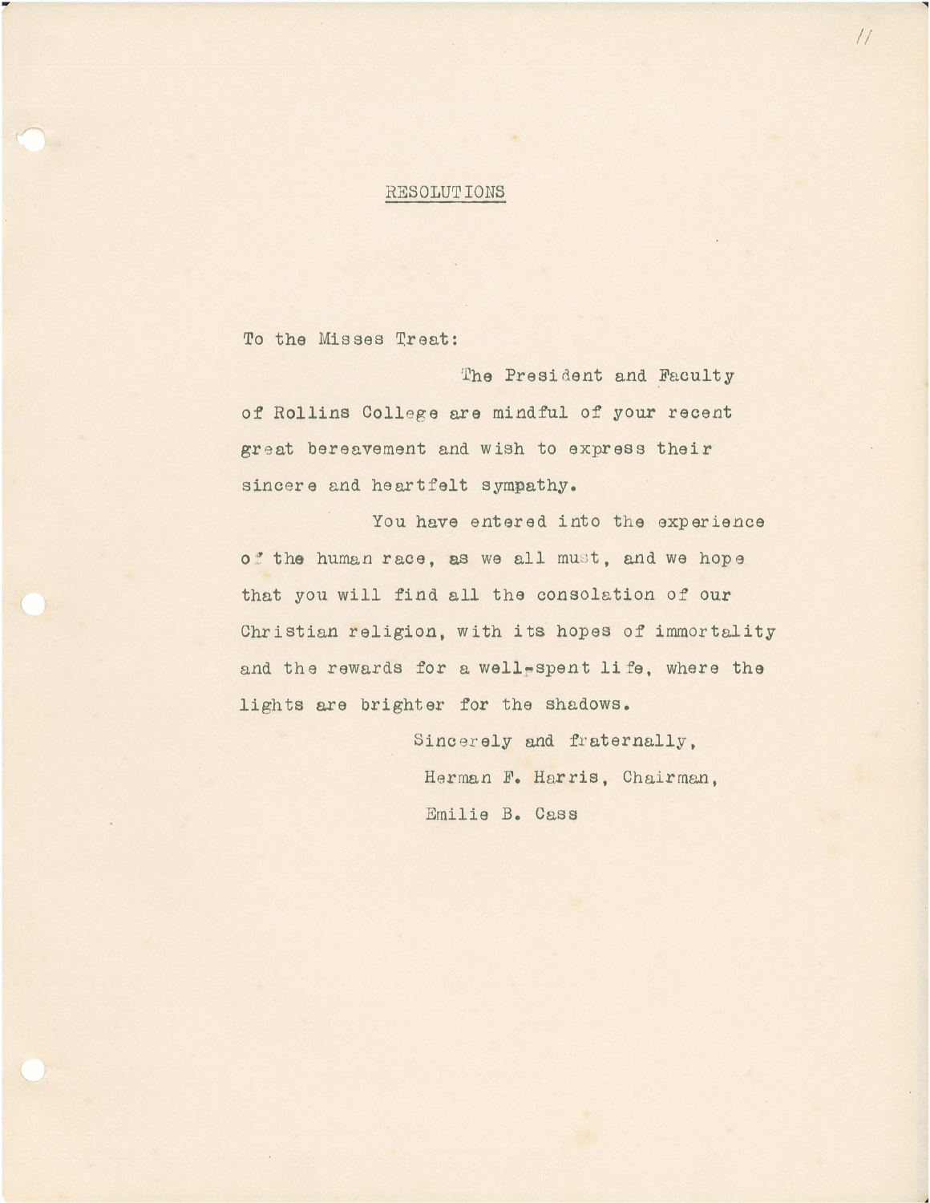RESOLUTIONS

To the Misses Treat:

The President and Faculty of Rollins College are mindful of your recent great bereavement and wish to express their sincere and heartfelt sympathy.

You have entered into the experience of the human race, as we all must, and we hope that you will find all the consolation of our Christian religion, with its hopes of immortality and the rewards for a well-spent life, where the lights are brighter for the shadows.

Sincerely and fraternally,
Herman F. Harris, Chairman,
Emilie B. Cass